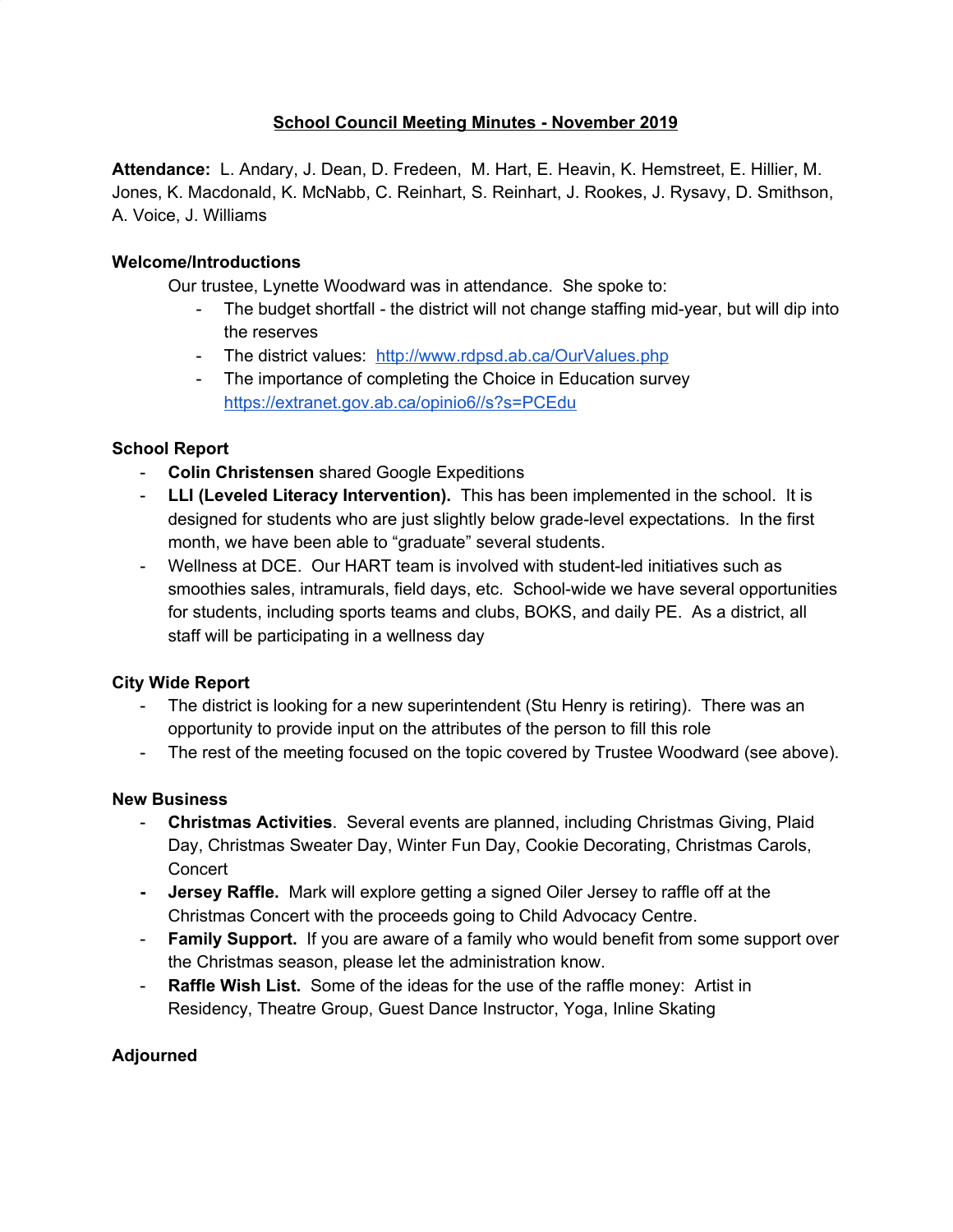# School Council Meeting Minutes - November 2019

**Attendance:** L. Andary, J. Dean, D. Fredeen, M. Hart, E. Heavin, K. Hemstreet, E. Hillier, M. Jones, K. Macdonald, K. McNabb, C. Reinhart, S. Reinhart, J. Rookes, J. Rysavy, D. Smithson, A. Voice, J. Williams

**Welcome/Introductions**

Our trustee, Lynette Woodward was in attendance. She spoke to:

- The budget shortfall - the district will not change staffing mid-year, but will dip into the reserves
- The district values: http://www.rdpsd.ab.ca/OurValues.php
- The importance of completing the Choice in Education survey https://extranet.gov.ab.ca/opinio6//s?s=PCEdu

**School Report**

- **Colin Christensen** shared Google Expeditions
- **LLI (Leveled Literacy Intervention).** This has been implemented in the school. It is designed for students who are just slightly below grade-level expectations. In the first month, we have been able to "graduate" several students.
- Wellness at DCE. Our HART team is involved with student-led initiatives such as smoothies sales, intramurals, field days, etc. School-wide we have several opportunities for students, including sports teams and clubs, BOKS, and daily PE. As a district, all staff will be participating in a wellness day

**City Wide Report**

- The district is looking for a new superintendent (Stu Henry is retiring). There was an opportunity to provide input on the attributes of the person to fill this role
- The rest of the meeting focused on the topic covered by Trustee Woodward (see above).

**New Business**

- **Christmas Activities**. Several events are planned, including Christmas Giving, Plaid Day, Christmas Sweater Day, Winter Fun Day, Cookie Decorating, Christmas Carols, Concert
- **Jersey Raffle.** Mark will explore getting a signed Oiler Jersey to raffle off at the Christmas Concert with the proceeds going to Child Advocacy Centre.
- **Family Support.** If you are aware of a family who would benefit from some support over the Christmas season, please let the administration know.
- **Raffle Wish List.** Some of the ideas for the use of the raffle money: Artist in Residency, Theatre Group, Guest Dance Instructor, Yoga, Inline Skating

**Adjourned**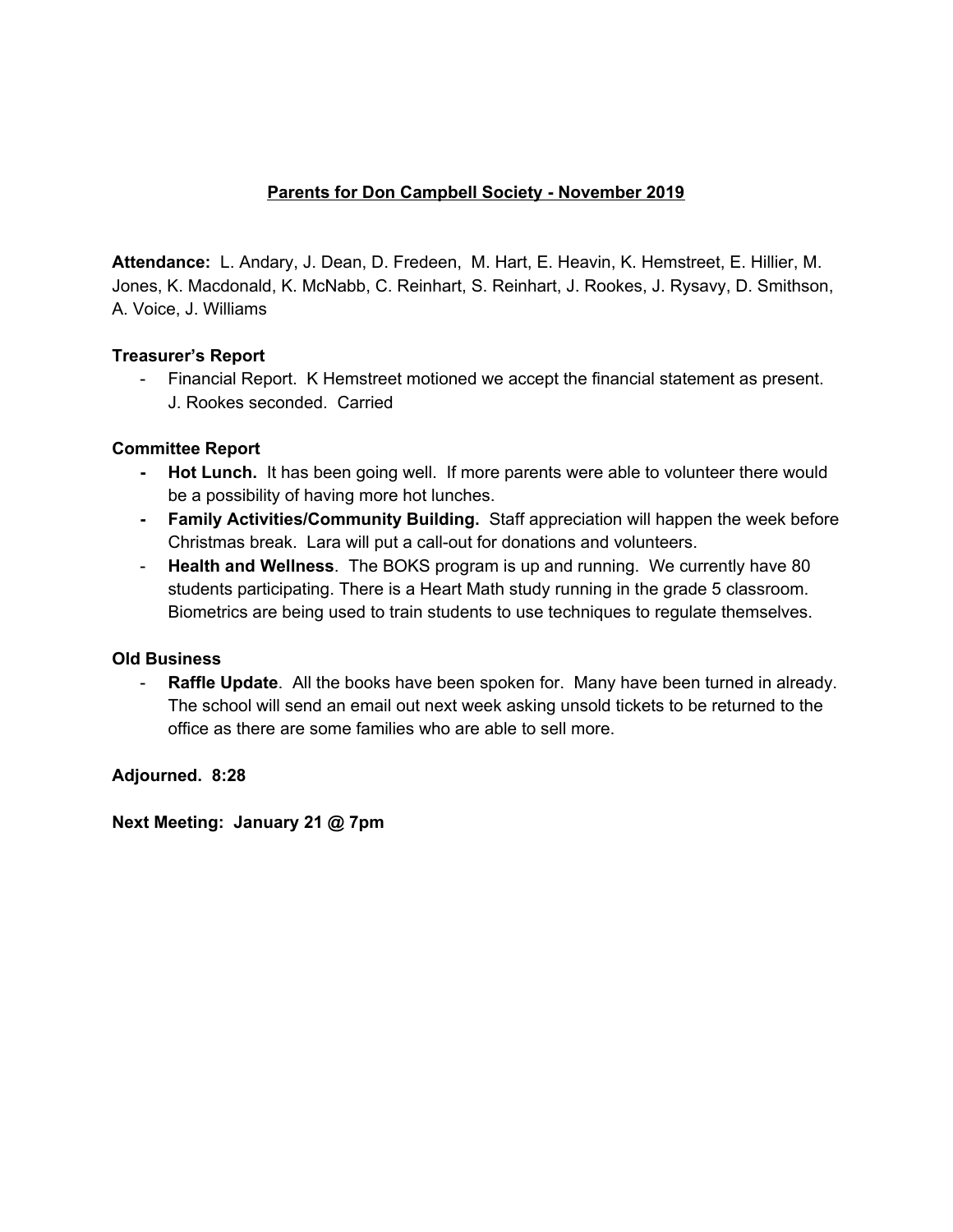# Parents for Don Campbell Society - November 2019

**Attendance:** L. Andary, J. Dean, D. Fredeen, M. Hart, E. Heavin, K. Hemstreet, E. Hillier, M. Jones, K. Macdonald, K. McNabb, C. Reinhart, S. Reinhart, J. Rookes, J. Rysavy, D. Smithson, A. Voice, J. Williams

**Treasurer's Report**

- Financial Report. K Hemstreet motioned we accept the financial statement as present. J. Rookes seconded. Carried

**Committee Report**

- **Hot Lunch.** It has been going well. If more parents were able to volunteer there would be a possibility of having more hot lunches.
- **Family Activities/Community Building.** Staff appreciation will happen the week before Christmas break. Lara will put a call-out for donations and volunteers.
- **Health and Wellness**. The BOKS program is up and running. We currently have 80 students participating. There is a Heart Math study running in the grade 5 classroom. Biometrics are being used to train students to use techniques to regulate themselves.

**Old Business**

- **Raffle Update**. All the books have been spoken for. Many have been turned in already. The school will send an email out next week asking unsold tickets to be returned to the office as there are some families who are able to sell more.

**Adjourned. 8:28**

**Next Meeting: January 21 @ 7pm**